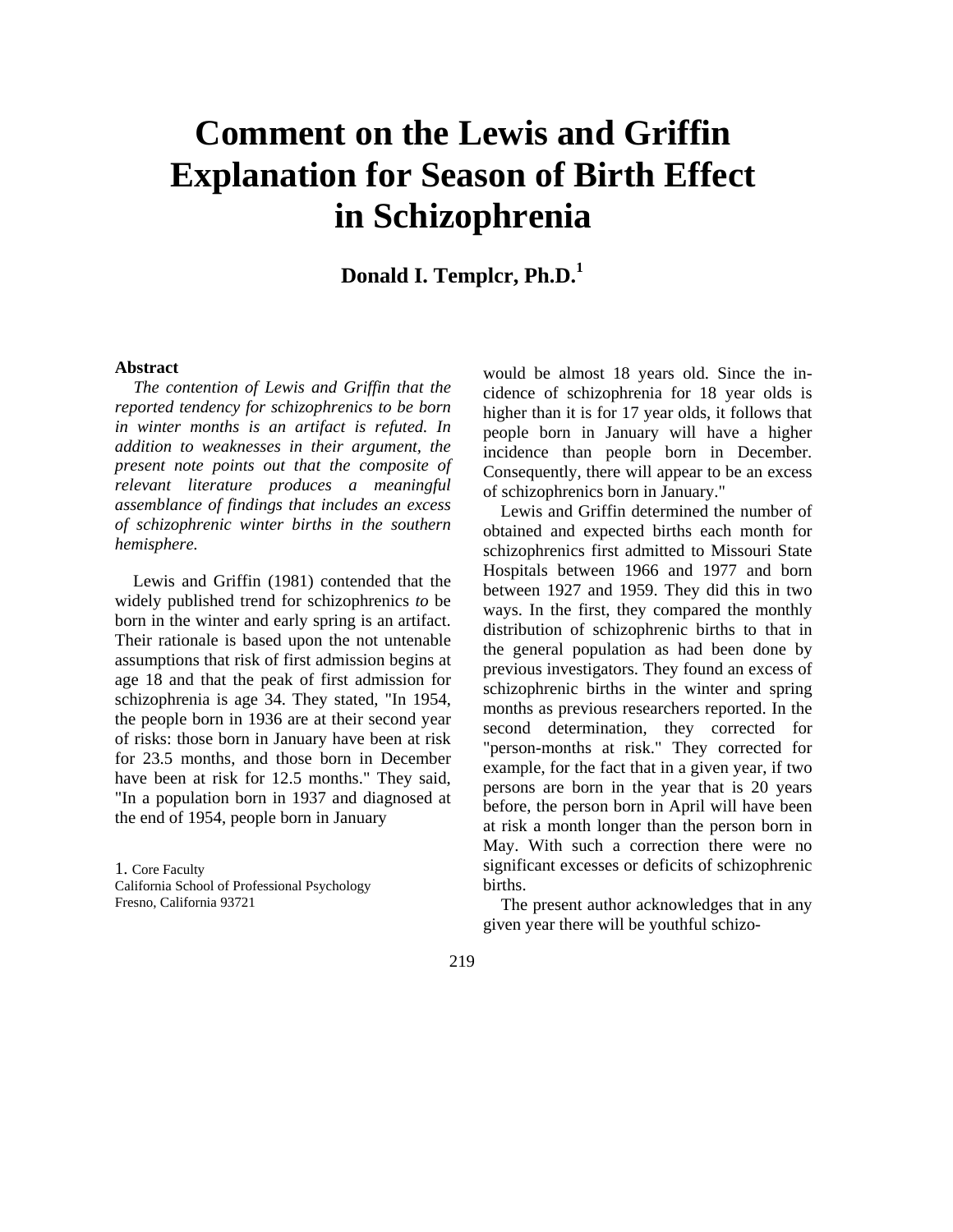# Comment on the Lewis and Griffin Explanation for Season of Birth Effect in Schizophrenia

**Donald I. Templcr, Ph.D.**[1]

**Abstract**

*The contention of Lewis and Griffin that the reported tendency for schizophrenics to be born in winter months is an artifact is refuted. In addition to weaknesses in their argument, the present note points out that the composite of relevant literature produces a meaningful assemblance of findings that includes an excess of schizophrenic winter births in the southern hemisphere.*

Lewis and Griffin (1981) contended that the widely published trend for schizophrenics *to* be born in the winter and early spring is an artifact. Their rationale is based upon the not untenable assumptions that risk of first admission begins at age 18 and that the peak of first admission for schizophrenia is age 34. They stated, "In 1954, the people born in 1936 are at their second year of risks: those born in January have been at risk for 23.5 months, and those born in December have been at risk for 12.5 months." They said, "In a population born in 1937 and diagnosed at the end of 1954, people born in January would be almost 18 years old. Since the incidence of schizophrenia for 18 year olds is higher than it is for 17 year olds, it follows that people born in January will have a higher incidence than people born in December. Consequently, there will appear to be an excess of schizophrenics born in January."

Lewis and Griffin determined the number of obtained and expected births each month for schizophrenics first admitted to Missouri State Hospitals between 1966 and 1977 and born between 1927 and 1959. They did this in two ways. In the first, they compared the monthly distribution of schizophrenic births to that in the general population as had been done by previous investigators. They found an excess of schizophrenic births in the winter and spring months as previous researchers reported. In the second determination, they corrected for "person-months at risk." They corrected for example, for the fact that in a given year, if two persons are born in the year that is 20 years before, the person born in April will have been at risk a month longer than the person born in May. With such a correction there were no significant excesses or deficits of schizophrenic births.

The present author acknowledges that in any given year there will be youthful schizo-

1. Core Faculty
California School of Professional Psychology
Fresno, California 93721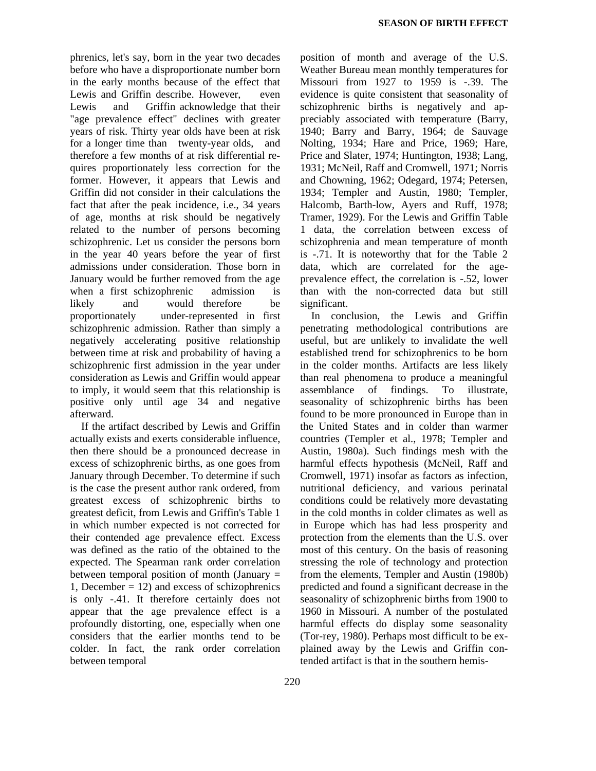phrenics, let's say, born in the year two decades before who have a disproportionate number born in the early months because of the effect that Lewis and Griffin describe. However, even Lewis and Griffin acknowledge that their "age prevalence effect" declines with greater years of risk. Thirty year olds have been at risk for a longer time than twenty-year olds, and therefore a few months of at risk differential requires proportionately less correction for the former. However, it appears that Lewis and Griffin did not consider in their calculations the fact that after the peak incidence, i.e., 34 years of age, months at risk should be negatively related to the number of persons becoming schizophrenic. Let us consider the persons born in the year 40 years before the year of first admissions under consideration. Those born in January would be further removed from the age when a first schizophrenic admission is likely and would therefore be proportionately under-represented in first schizophrenic admission. Rather than simply a negatively accelerating positive relationship between time at risk and probability of having a schizophrenic first admission in the year under consideration as Lewis and Griffin would appear to imply, it would seem that this relationship is positive only until age 34 and negative afterward.

If the artifact described by Lewis and Griffin actually exists and exerts considerable influence, then there should be a pronounced decrease in excess of schizophrenic births, as one goes from January through December. To determine if such is the case the present author rank ordered, from greatest excess of schizophrenic births to greatest deficit, from Lewis and Griffin's Table 1 in which number expected is not corrected for their contended age prevalence effect. Excess was defined as the ratio of the obtained to the expected. The Spearman rank order correlation between temporal position of month (January = 1, December = 12) and excess of schizophrenics is only -.41. It therefore certainly does not appear that the age prevalence effect is a profoundly distorting, one, especially when one considers that the earlier months tend to be colder. In fact, the rank order correlation between temporal position of month and average of the U.S. Weather Bureau mean monthly temperatures for Missouri from 1927 to 1959 is -.39. The evidence is quite consistent that seasonality of schizophrenic births is negatively and appreciably associated with temperature (Barry, 1940; Barry and Barry, 1964; de Sauvage Nolting, 1934; Hare and Price, 1969; Hare, Price and Slater, 1974; Huntington, 1938; Lang, 1931; McNeil, Raff and Cromwell, 1971; Norris and Chowning, 1962; Odegard, 1974; Petersen, 1934; Templer and Austin, 1980; Templer, Halcomb, Barth-low, Ayers and Ruff, 1978; Tramer, 1929). For the Lewis and Griffin Table 1 data, the correlation between excess of schizophrenia and mean temperature of month is -.71. It is noteworthy that for the Table 2 data, which are correlated for the age-prevalence effect, the correlation is -.52, lower than with the non-corrected data but still significant.

In conclusion, the Lewis and Griffin penetrating methodological contributions are useful, but are unlikely to invalidate the well established trend for schizophrenics to be born in the colder months. Artifacts are less likely than real phenomena to produce a meaningful assemblance of findings. To illustrate, seasonality of schizophrenic births has been found to be more pronounced in Europe than in the United States and in colder than warmer countries (Templer et al., 1978; Templer and Austin, 1980a). Such findings mesh with the harmful effects hypothesis (McNeil, Raff and Cromwell, 1971) insofar as factors as infection, nutritional deficiency, and various perinatal conditions could be relatively more devastating in the cold months in colder climates as well as in Europe which has had less prosperity and protection from the elements than the U.S. over most of this century. On the basis of reasoning stressing the role of technology and protection from the elements, Templer and Austin (1980b) predicted and found a significant decrease in the seasonality of schizophrenic births from 1900 to 1960 in Missouri. A number of the postulated harmful effects do display some seasonality (Tor-rey, 1980). Perhaps most difficult to be explained away by the Lewis and Griffin contended artifact is that in the southern hemis-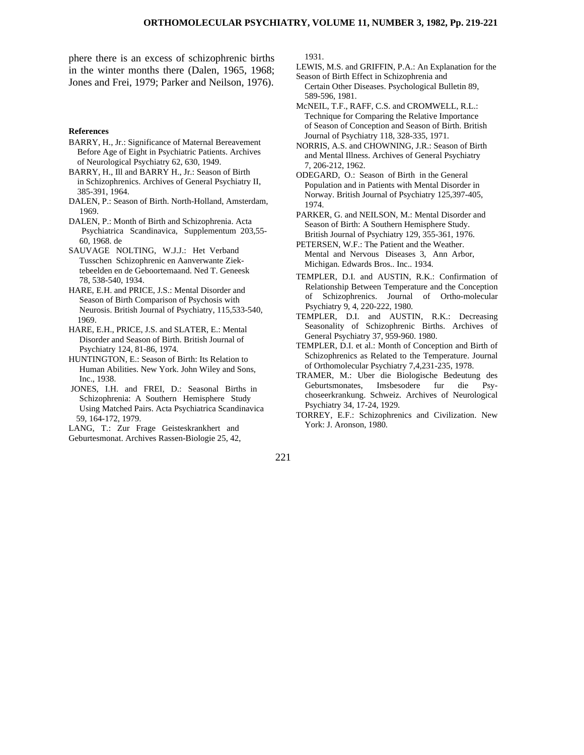phere there is an excess of schizophrenic births in the winter months there (Dalen, 1965, 1968; Jones and Frei, 1979; Parker and Neilson, 1976).

**References**

BARRY, H., Jr.: Significance of Maternal Bereavement Before Age of Eight in Psychiatric Patients. Archives of Neurological Psychiatry 62, 630, 1949.

BARRY, H., Ill and BARRY H., Jr.: Season of Birth in Schizophrenics. Archives of General Psychiatry II, 385-391, 1964.

DALEN, P.: Season of Birth. North-Holland, Amsterdam, 1969.

DALEN, P.: Month of Birth and Schizophrenia. Acta Psychiatrica Scandinavica, Supplementum 203,55-60, 1968. de

SAUVAGE NOLTING, W.J.J.: Het Verband Tusschen Schizophrenic en Aanverwante Ziek-tebeelden en de Geboortemaand. Ned T. Geneesk 78, 538-540, 1934.

HARE, E.H. and PRICE, J.S.: Mental Disorder and Season of Birth Comparison of Psychosis with Neurosis. British Journal of Psychiatry, 115,533-540, 1969.

HARE, E.H., PRICE, J.S. and SLATER, E.: Mental Disorder and Season of Birth. British Journal of Psychiatry 124, 81-86, 1974.

HUNTINGTON, E.: Season of Birth: Its Relation to Human Abilities. New York. John Wiley and Sons, Inc., 1938.

JONES, I.H. and FREI, D.: Seasonal Births in Schizophrenia: A Southern Hemisphere Study Using Matched Pairs. Acta Psychiatrica Scandinavica 59, 164-172, 1979.

LANG, T.: Zur Frage Geisteskrankhert and Geburtesmonat. Archives Rassen-Biologie 25, 42, 1931.

LEWIS, M.S. and GRIFFIN, P.A.: An Explanation for the Season of Birth Effect in Schizophrenia and Certain Other Diseases. Psychological Bulletin 89, 589-596, 1981.

McNEIL, T.F., RAFF, C.S. and CROMWELL, R.L.: Technique for Comparing the Relative Importance of Season of Conception and Season of Birth. British Journal of Psychiatry 118, 328-335, 1971.

NORRIS, A.S. and CHOWNING, J.R.: Season of Birth and Mental Illness. Archives of General Psychiatry 7, 206-212, 1962.

ODEGARD, O.: Season of Birth in the General Population and in Patients with Mental Disorder in Norway. British Journal of Psychiatry 125,397-405, 1974.

PARKER, G. and NEILSON, M.: Mental Disorder and Season of Birth: A Southern Hemisphere Study. British Journal of Psychiatry 129, 355-361, 1976.

PETERSEN, W.F.: The Patient and the Weather. Mental and Nervous Diseases 3, Ann Arbor, Michigan. Edwards Bros.. Inc.. 1934.

TEMPLER, D.I. and AUSTIN, R.K.: Confirmation of Relationship Between Temperature and the Conception of Schizophrenics. Journal of Ortho-molecular Psychiatry 9, 4, 220-222, 1980.

TEMPLER, D.I. and AUSTIN, R.K.: Decreasing Seasonality of Schizophrenic Births. Archives of General Psychiatry 37, 959-960. 1980.

TEMPLER, D.I. et al.: Month of Conception and Birth of Schizophrenics as Related to the Temperature. Journal of Orthomolecular Psychiatry 7,4,231-235, 1978.

TRAMER, M.: Uber die Biologische Bedeutung des Geburtsmonates, Imsbesodere fur die Psy-choseerkrankung. Schweiz. Archives of Neurological Psychiatry 34, 17-24, 1929.

TORREY, E.F.: Schizophrenics and Civilization. New York: J. Aronson, 1980.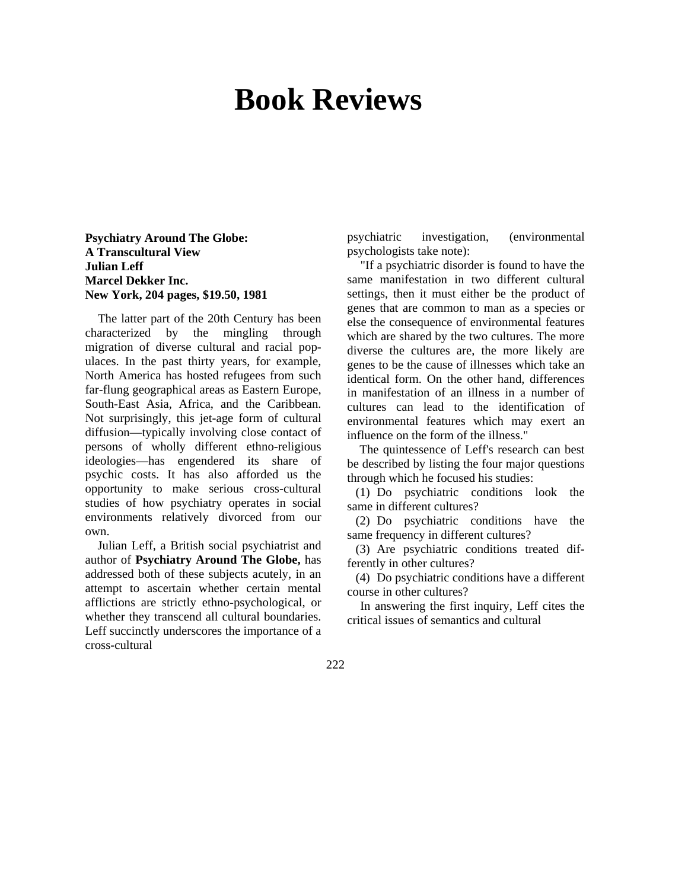# Book Reviews

**Psychiatry Around The Globe:**
**A Transcultural View**
**Julian Leff**
**Marcel Dekker Inc.**
**New York, 204 pages, $19.50, 1981**

The latter part of the 20th Century has been characterized by the mingling through migration of diverse cultural and racial populaces. In the past thirty years, for example, North America has hosted refugees from such far-flung geographical areas as Eastern Europe, South-East Asia, Africa, and the Caribbean. Not surprisingly, this jet-age form of cultural diffusion—typically involving close contact of persons of wholly different ethno-religious ideologies—has engendered its share of psychic costs. It has also afforded us the opportunity to make serious cross-cultural studies of how psychiatry operates in social environments relatively divorced from our own.

Julian Leff, a British social psychiatrist and author of **Psychiatry Around The Globe,** has addressed both of these subjects acutely, in an attempt to ascertain whether certain mental afflictions are strictly ethno-psychological, or whether they transcend all cultural boundaries. Leff succinctly underscores the importance of a cross-cultural psychiatric investigation, (environmental psychologists take note):

"If a psychiatric disorder is found to have the same manifestation in two different cultural settings, then it must either be the product of genes that are common to man as a species or else the consequence of environmental features which are shared by the two cultures. The more diverse the cultures are, the more likely are genes to be the cause of illnesses which take an identical form. On the other hand, differences in manifestation of an illness in a number of cultures can lead to the identification of environmental features which may exert an influence on the form of the illness."

The quintessence of Leff's research can best be described by listing the four major questions through which he focused his studies:

(1) Do psychiatric conditions look the same in different cultures?

(2) Do psychiatric conditions have the same frequency in different cultures?

(3) Are psychiatric conditions treated differently in other cultures?

(4) Do psychiatric conditions have a different course in other cultures?

In answering the first inquiry, Leff cites the critical issues of semantics and cultural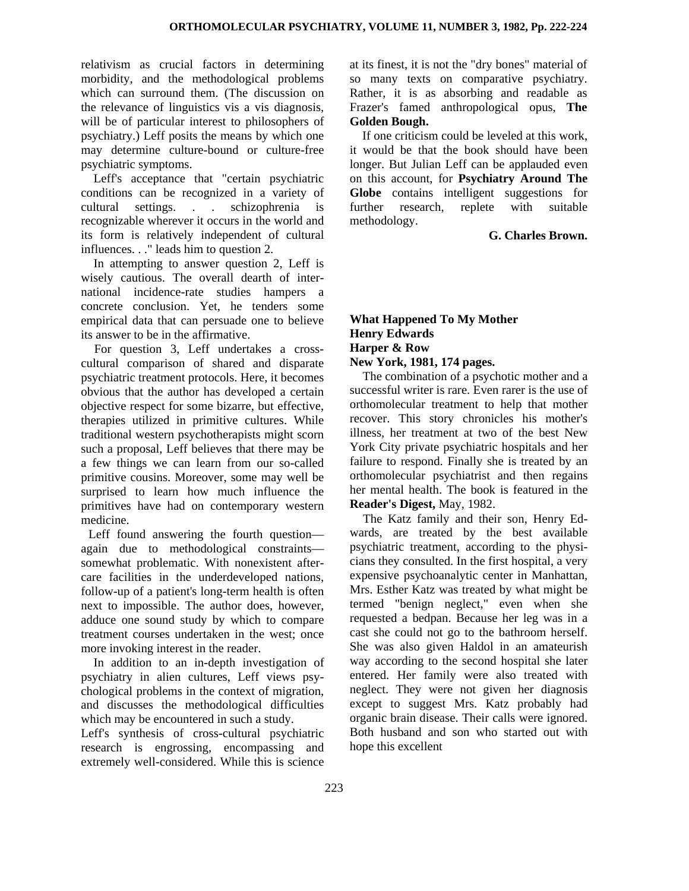relativism as crucial factors in determining morbidity, and the methodological problems which can surround them. (The discussion on the relevance of linguistics vis a vis diagnosis, will be of particular interest to philosophers of psychiatry.) Leff posits the means by which one may determine culture-bound or culture-free psychiatric symptoms.

Leff's acceptance that "certain psychiatric conditions can be recognized in a variety of cultural settings. . . schizophrenia is recognizable wherever it occurs in the world and its form is relatively independent of cultural influences. . ." leads him to question 2.

In attempting to answer question 2, Leff is wisely cautious. The overall dearth of international incidence-rate studies hampers a concrete conclusion. Yet, he tenders some empirical data that can persuade one to believe its answer to be in the affirmative.

For question 3, Leff undertakes a cross-cultural comparison of shared and disparate psychiatric treatment protocols. Here, it becomes obvious that the author has developed a certain objective respect for some bizarre, but effective, therapies utilized in primitive cultures. While traditional western psychotherapists might scorn such a proposal, Leff believes that there may be a few things we can learn from our so-called primitive cousins. Moreover, some may well be surprised to learn how much influence the primitives have had on contemporary western medicine.

Leff found answering the fourth question—again due to methodological constraints—somewhat problematic. With nonexistent after-care facilities in the underdeveloped nations, follow-up of a patient's long-term health is often next to impossible. The author does, however, adduce one sound study by which to compare treatment courses undertaken in the west; once more invoking interest in the reader.

In addition to an in-depth investigation of psychiatry in alien cultures, Leff views psychological problems in the context of migration, and discusses the methodological difficulties which may be encountered in such a study.

Leff's synthesis of cross-cultural psychiatric research is engrossing, encompassing and extremely well-considered. While this is science at its finest, it is not the "dry bones" material of so many texts on comparative psychiatry. Rather, it is as absorbing and readable as Frazer's famed anthropological opus, **The Golden Bough.**

If one criticism could be leveled at this work, it would be that the book should have been longer. But Julian Leff can be applauded even on this account, for **Psychiatry Around The Globe** contains intelligent suggestions for further research, replete with suitable methodology.

**G. Charles Brown.**

**What Happened To My Mother**
**Henry Edwards**
**Harper & Row**
**New York, 1981, 174 pages.**

The combination of a psychotic mother and a successful writer is rare. Even rarer is the use of orthomolecular treatment to help that mother recover. This story chronicles his mother's illness, her treatment at two of the best New York City private psychiatric hospitals and her failure to respond. Finally she is treated by an orthomolecular psychiatrist and then regains her mental health. The book is featured in the **Reader's Digest,** May, 1982.

The Katz family and their son, Henry Edwards, are treated by the best available psychiatric treatment, according to the physicians they consulted. In the first hospital, a very expensive psychoanalytic center in Manhattan, Mrs. Esther Katz was treated by what might be termed "benign neglect," even when she requested a bedpan. Because her leg was in a cast she could not go to the bathroom herself. She was also given Haldol in an amateurish way according to the second hospital she later entered. Her family were also treated with neglect. They were not given her diagnosis except to suggest Mrs. Katz probably had organic brain disease. Their calls were ignored. Both husband and son who started out with hope this excellent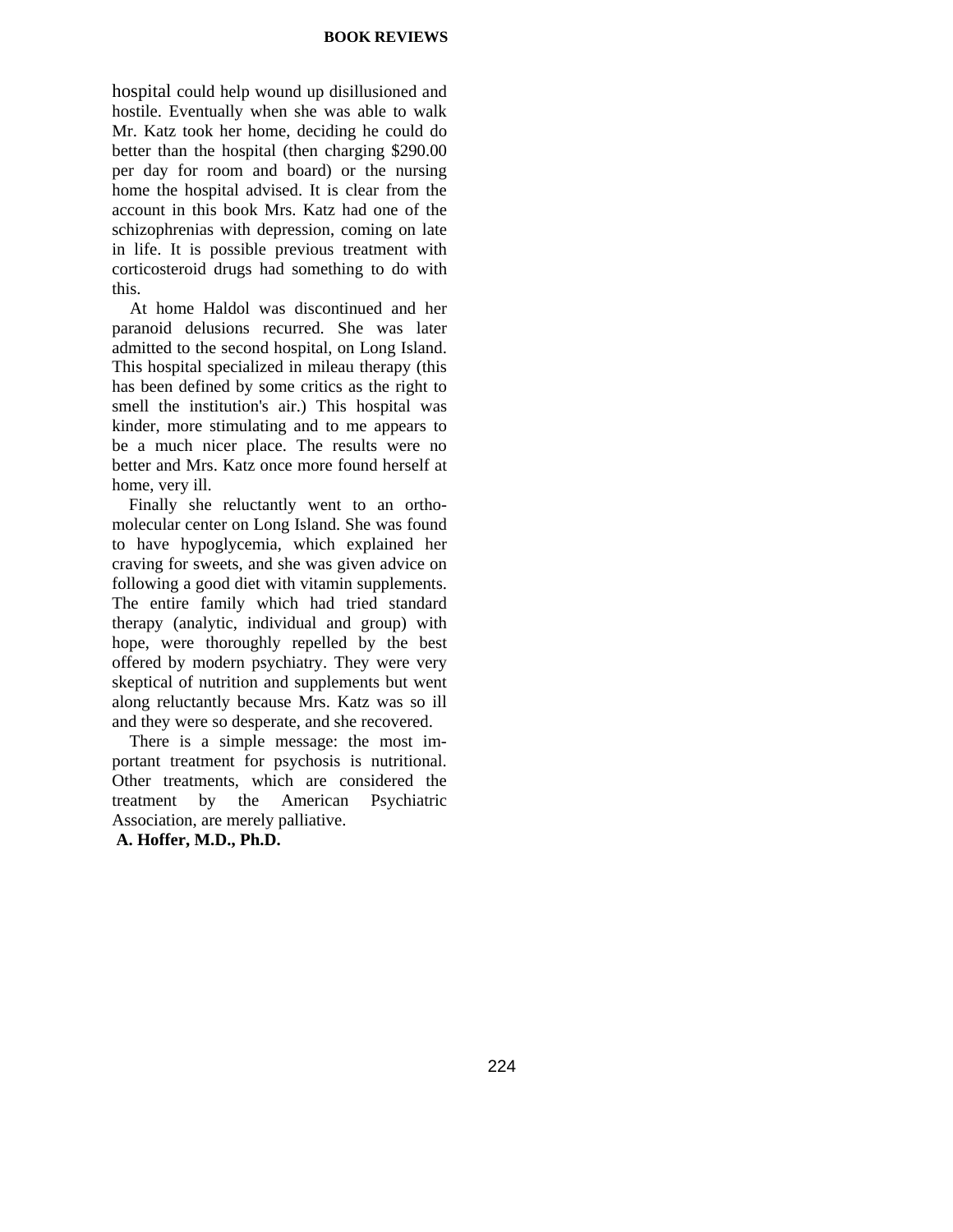hospital could help wound up disillusioned and hostile. Eventually when she was able to walk Mr. Katz took her home, deciding he could do better than the hospital (then charging $290.00 per day for room and board) or the nursing home the hospital advised. It is clear from the account in this book Mrs. Katz had one of the schizophrenias with depression, coming on late in life. It is possible previous treatment with corticosteroid drugs had something to do with this.

At home Haldol was discontinued and her paranoid delusions recurred. She was later admitted to the second hospital, on Long Island. This hospital specialized in mileau therapy (this has been defined by some critics as the right to smell the institution's air.) This hospital was kinder, more stimulating and to me appears to be a much nicer place. The results were no better and Mrs. Katz once more found herself at home, very ill.

Finally she reluctantly went to an orthomolecular center on Long Island. She was found to have hypoglycemia, which explained her craving for sweets, and she was given advice on following a good diet with vitamin supplements. The entire family which had tried standard therapy (analytic, individual and group) with hope, were thoroughly repelled by the best offered by modern psychiatry. They were very skeptical of nutrition and supplements but went along reluctantly because Mrs. Katz was so ill and they were so desperate, and she recovered.

There is a simple message: the most important treatment for psychosis is nutritional. Other treatments, which are considered the treatment by the American Psychiatric Association, are merely palliative.

**A. Hoffer, M.D., Ph.D.**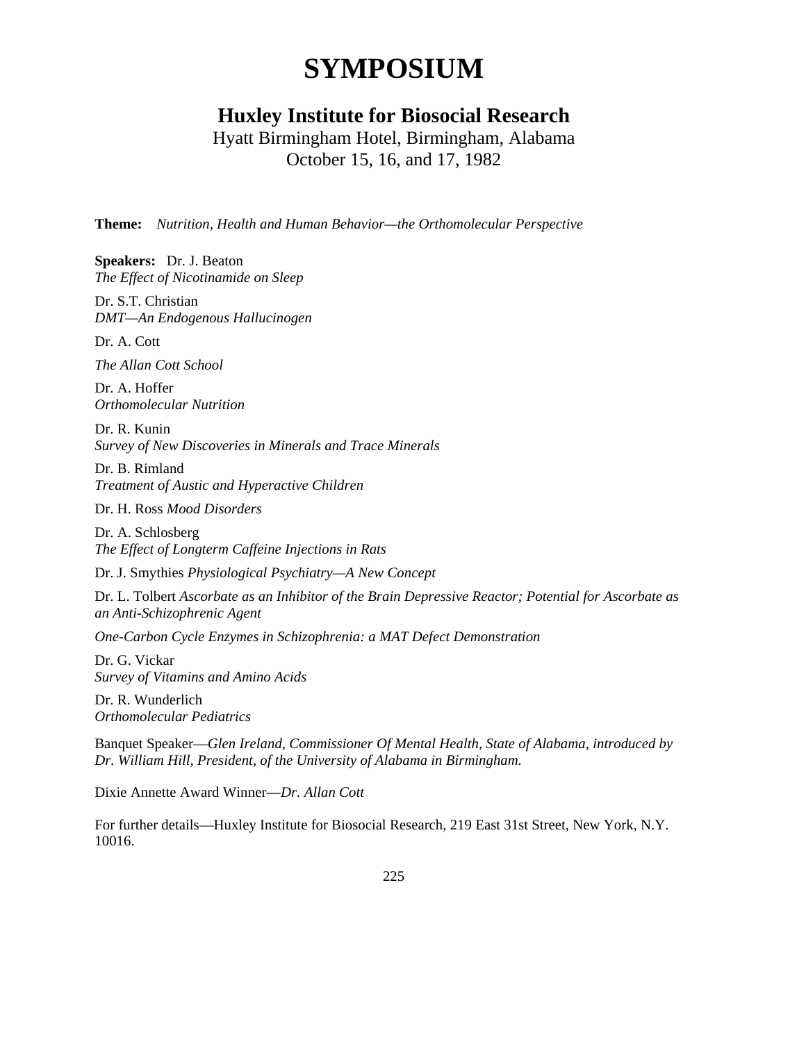# SYMPOSIUM

## Huxley Institute for Biosocial Research

Hyatt Birmingham Hotel, Birmingham, Alabama
October 15, 16, and 17, 1982

**Theme:** *Nutrition, Health and Human Behavior—the Orthomolecular Perspective*

**Speakers:** Dr. J. Beaton
*The Effect of Nicotinamide on Sleep*

Dr. S.T. Christian
*DMT—An Endogenous Hallucinogen*

Dr. A. Cott

*The Allan Cott School*

Dr. A. Hoffer
*Orthomolecular Nutrition*

Dr. R. Kunin
*Survey of New Discoveries in Minerals and Trace Minerals*

Dr. B. Rimland
*Treatment of Austic and Hyperactive Children*

Dr. H. Ross *Mood Disorders*

Dr. A. Schlosberg
*The Effect of Longterm Caffeine Injections in Rats*

Dr. J. Smythies *Physiological Psychiatry—A New Concept*

Dr. L. Tolbert *Ascorbate as an Inhibitor of the Brain Depressive Reactor; Potential for Ascorbate as an Anti-Schizophrenic Agent*

*One-Carbon Cycle Enzymes in Schizophrenia: a MAT Defect Demonstration*

Dr. G. Vickar
*Survey of Vitamins and Amino Acids*

Dr. R. Wunderlich
*Orthomolecular Pediatrics*

Banquet Speaker—*Glen Ireland, Commissioner Of Mental Health, State of Alabama, introduced by Dr. William Hill, President, of the University of Alabama in Birmingham.*

Dixie Annette Award Winner—*Dr. Allan Cott*

For further details—Huxley Institute for Biosocial Research, 219 East 31st Street, New York, N.Y. 10016.